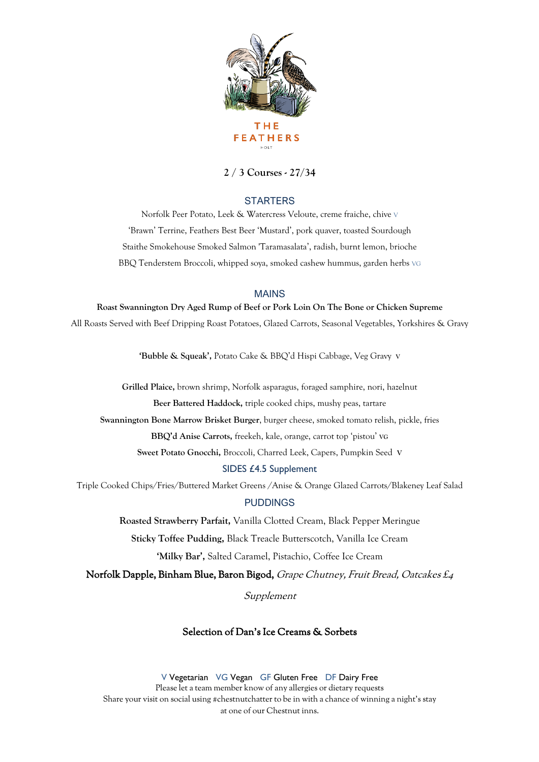# THE FEATHERS

HOLT

**2 / 3 Courses - 27/34**

## STARTERS

Norfolk Peer Potato, Leek & Watercress Veloute, creme fraiche, chive V

'Brawn' Terrine, Feathers Best Beer 'Mustard', pork quaver, toasted Sourdough

Staithe Smokehouse Smoked Salmon 'Taramasalata', radish, burnt lemon, brioche

BBQ Tenderstem Broccoli, whipped soya, smoked cashew hummus, garden herbs VG

## MAINS

**Roast Swannington Dry Aged Rump of Beef or Pork Loin On The Bone or Chicken Supreme**

All Roasts Served with Beef Dripping Roast Potatoes, Glazed Carrots, Seasonal Vegetables, Yorkshires & Gravy

**'Bubble & Squeak',** Potato Cake & BBQ'd Hispi Cabbage, Veg Gravy V

**Grilled Plaice,** brown shrimp, Norfolk asparagus, foraged samphire, nori, hazelnut

**Beer Battered Haddock,** triple cooked chips, mushy peas, tartare

**Swannington Bone Marrow Brisket Burger**, burger cheese, smoked tomato relish, pickle, fries

**BBQ'd Anise Carrots,** freekeh, kale, orange, carrot top 'pistou' VG

**Sweet Potato Gnocchi,** Broccoli, Charred Leek, Capers, Pumpkin Seed V

## SIDES £4.5 Supplement

Triple Cooked Chips/Fries/Buttered Market Greens /Anise & Orange Glazed Carrots/Blakeney Leaf Salad

## PUDDINGS

**Roasted Strawberry Parfait,** Vanilla Clotted Cream, Black Pepper Meringue

**Sticky Toffee Pudding,** Black Treacle Butterscotch, Vanilla Ice Cream

**'Milky Bar',** Salted Caramel, Pistachio, Coffee Ice Cream

Norfolk Dapple, Binham Blue, Baron Bigod, *Grape Chutney, Fruit Bread, Oatcakes £4 Supplement*

Selection of Dan's Ice Creams & Sorbets

V Vegetarian VG Vegan GF Gluten Free DF Dairy Free

Please let a team member know of any allergies or dietary requests

Share your visit on social using #chestnutchatter to be in with a chance of winning a night's stay at one of our Chestnut inns.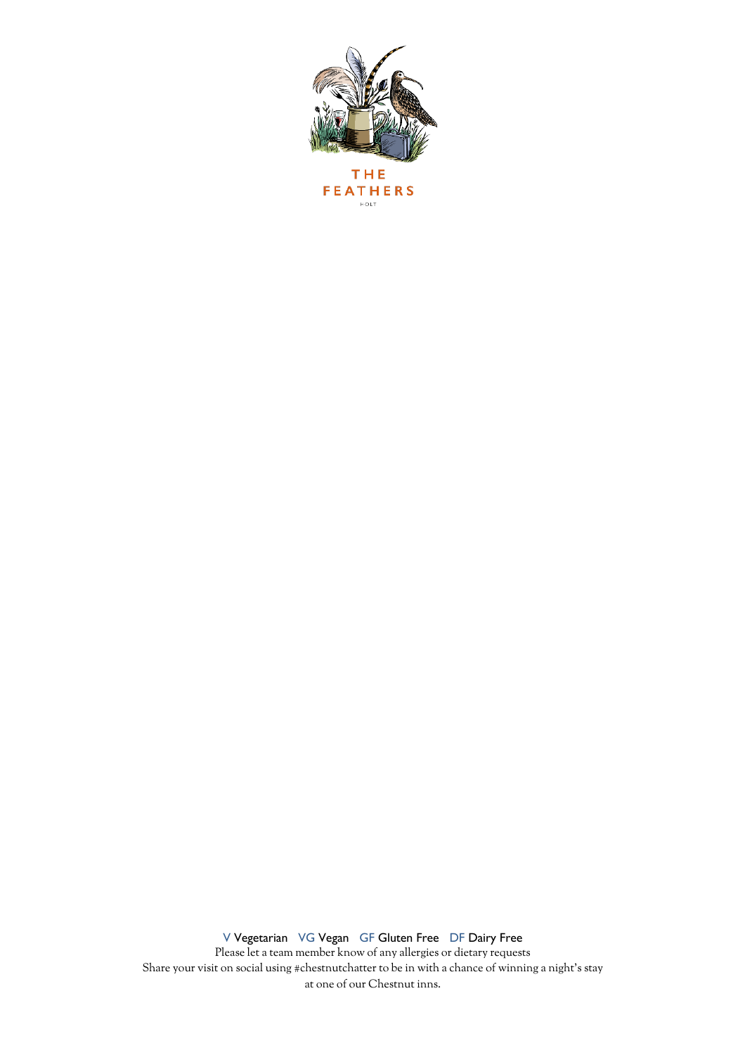THE FEATHERS

HOLT

V Vegetarian VG Vegan GF Gluten Free DF Dairy Free

Please let a team member know of any allergies or dietary requests

Share your visit on social using #chestnutchatter to be in with a chance of winning a night's stay at one of our Chestnut inns.